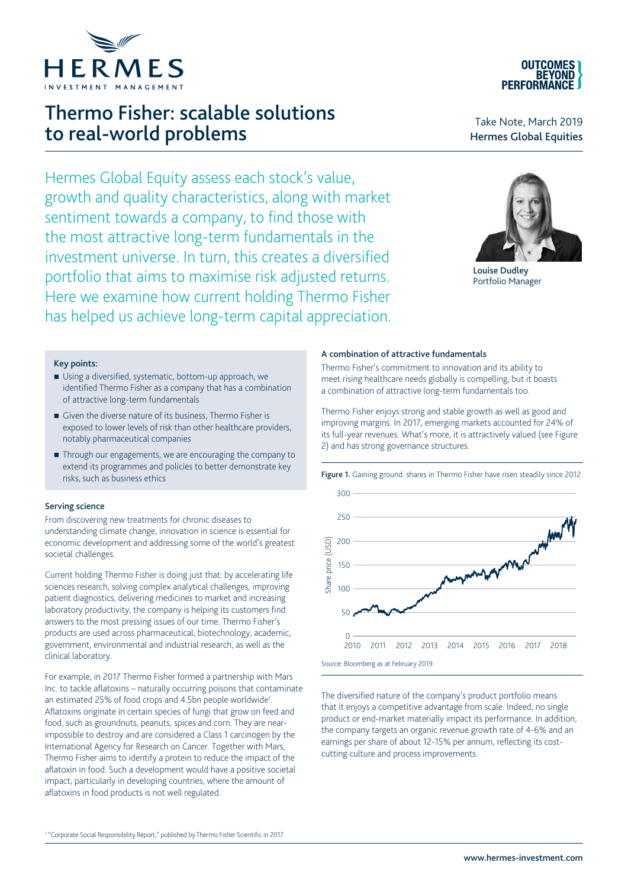# Thermo Fisher: scalable solutions to real-world problems

Take Note, March 2019
**Hermes Global Equities**

Hermes Global Equity assess each stock's value, growth and quality characteristics, along with market sentiment towards a company, to find those with the most attractive long-term fundamentals in the investment universe. In turn, this creates a diversified portfolio that aims to maximise risk adjusted returns. Here we examine how current holding Thermo Fisher has helped us achieve long-term capital appreciation.

**Louise Dudley**
Portfolio Manager

**Key points:**

- Using a diversified, systematic, bottom-up approach, we identified Thermo Fisher as a company that has a combination of attractive long-term fundamentals
- Given the diverse nature of its business, Thermo Fisher is exposed to lower levels of risk than other healthcare providers, notably pharmaceutical companies
- Through our engagements, we are encouraging the company to extend its programmes and policies to better demonstrate key risks, such as business ethics

### Serving science

From discovering new treatments for chronic diseases to understanding climate change, innovation in science is essential for economic development and addressing some of the world's greatest societal challenges.

Current holding Thermo Fisher is doing just that: by accelerating life sciences research, solving complex analytical challenges, improving patient diagnostics, delivering medicines to market and increasing laboratory productivity, the company is helping its customers find answers to the most pressing issues of our time. Thermo Fisher's products are used across pharmaceutical, biotechnology, academic, government, environmental and industrial research, as well as the clinical laboratory.

For example, in 2017 Thermo Fisher formed a partnership with Mars Inc. to tackle aflatoxins – naturally occurring poisons that contaminate an estimated 25% of food crops and 4.5bn people worldwide[1]. Aflatoxins originate in certain species of fungi that grow on feed and food, such as groundnuts, peanuts, spices and corn. They are near-impossible to destroy and are considered a Class 1 carcinogen by the International Agency for Research on Cancer. Together with Mars, Thermo Fisher aims to identify a protein to reduce the impact of the aflatoxin in food. Such a development would have a positive societal impact, particularly in developing countries, where the amount of aflatoxins in food products is not well regulated.

### A combination of attractive fundamentals

Thermo Fisher's commitment to innovation and its ability to meet rising healthcare needs globally is compelling, but it boasts a combination of attractive long-term fundamentals too.

Thermo Fisher enjoys strong and stable growth as well as good and improving margins. In 2017, emerging markets accounted for 24% of its full-year revenues. What's more, it is attractively valued (see Figure 2) and has strong governance structures.

**Figure 1.** Gaining ground: shares in Thermo Fisher have risen steadily since 2012

Share price (USD)
300
250
200
150
100
50
0
2010 2011 2012 2013 2014 2015 2016 2017 2018

Source: Bloomberg as at February 2019.

The diversified nature of the company's product portfolio means that it enjoys a competitive advantage from scale. Indeed, no single product or end-market materially impact its performance. In addition, the company targets an organic revenue growth rate of 4-6% and an earnings per share of about 12-15% per annum, reflecting its cost-cutting culture and process improvements.

[1] "Corporate Social Responsibility Report," published by Thermo Fisher Scientific in 2017.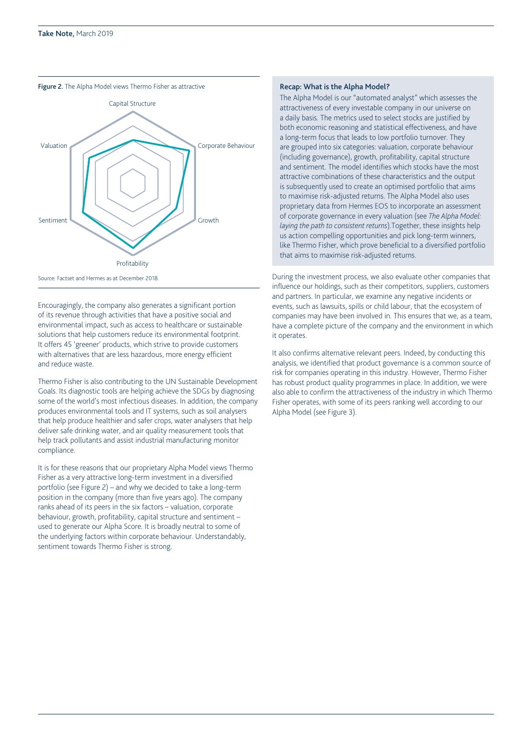**Figure 2.** The Alpha Model views Thermo Fisher as attractive

Capital Structure

Corporate Behaviour

Growth

Profitability

Sentiment

Valuation

Source: Factset and Hermes as at December 2018.

Encouragingly, the company also generates a significant portion of its revenue through activities that have a positive social and environmental impact, such as access to healthcare or sustainable solutions that help customers reduce its environmental footprint. It offers 45 'greener' products, which strive to provide customers with alternatives that are less hazardous, more energy efficient and reduce waste.

Thermo Fisher is also contributing to the UN Sustainable Development Goals. Its diagnostic tools are helping achieve the SDGs by diagnosing some of the world's most infectious diseases. In addition, the company produces environmental tools and IT systems, such as soil analysers that help produce healthier and safer crops, water analysers that help deliver safe drinking water, and air quality measurement tools that help track pollutants and assist industrial manufacturing monitor compliance.

It is for these reasons that our proprietary Alpha Model views Thermo Fisher as a very attractive long-term investment in a diversified portfolio (see Figure 2) – and why we decided to take a long-term position in the company (more than five years ago). The company ranks ahead of its peers in the six factors – valuation, corporate behaviour, growth, profitability, capital structure and sentiment – used to generate our Alpha Score. It is broadly neutral to some of the underlying factors within corporate behaviour. Understandably, sentiment towards Thermo Fisher is strong.

### Recap: What is the Alpha Model?

The Alpha Model is our "automated analyst" which assesses the attractiveness of every investable company in our universe on a daily basis. The metrics used to select stocks are justified by both economic reasoning and statistical effectiveness, and have a long-term focus that leads to low portfolio turnover. They are grouped into six categories: valuation, corporate behaviour (including governance), growth, profitability, capital structure and sentiment. The model identifies which stocks have the most attractive combinations of these characteristics and the output is subsequently used to create an optimised portfolio that aims to maximise risk-adjusted returns. The Alpha Model also uses proprietary data from Hermes EOS to incorporate an assessment of corporate governance in every valuation (see *The Alpha Model: laying the path to consistent returns*).Together, these insights help us action compelling opportunities and pick long-term winners, like Thermo Fisher, which prove beneficial to a diversified portfolio that aims to maximise risk-adjusted returns.

During the investment process, we also evaluate other companies that influence our holdings, such as their competitors, suppliers, customers and partners. In particular, we examine any negative incidents or events, such as lawsuits, spills or child labour, that the ecosystem of companies may have been involved in. This ensures that we, as a team, have a complete picture of the company and the environment in which it operates.

It also confirms alternative relevant peers. Indeed, by conducting this analysis, we identified that product governance is a common source of risk for companies operating in this industry. However, Thermo Fisher has robust product quality programmes in place. In addition, we were also able to confirm the attractiveness of the industry in which Thermo Fisher operates, with some of its peers ranking well according to our Alpha Model (see Figure 3).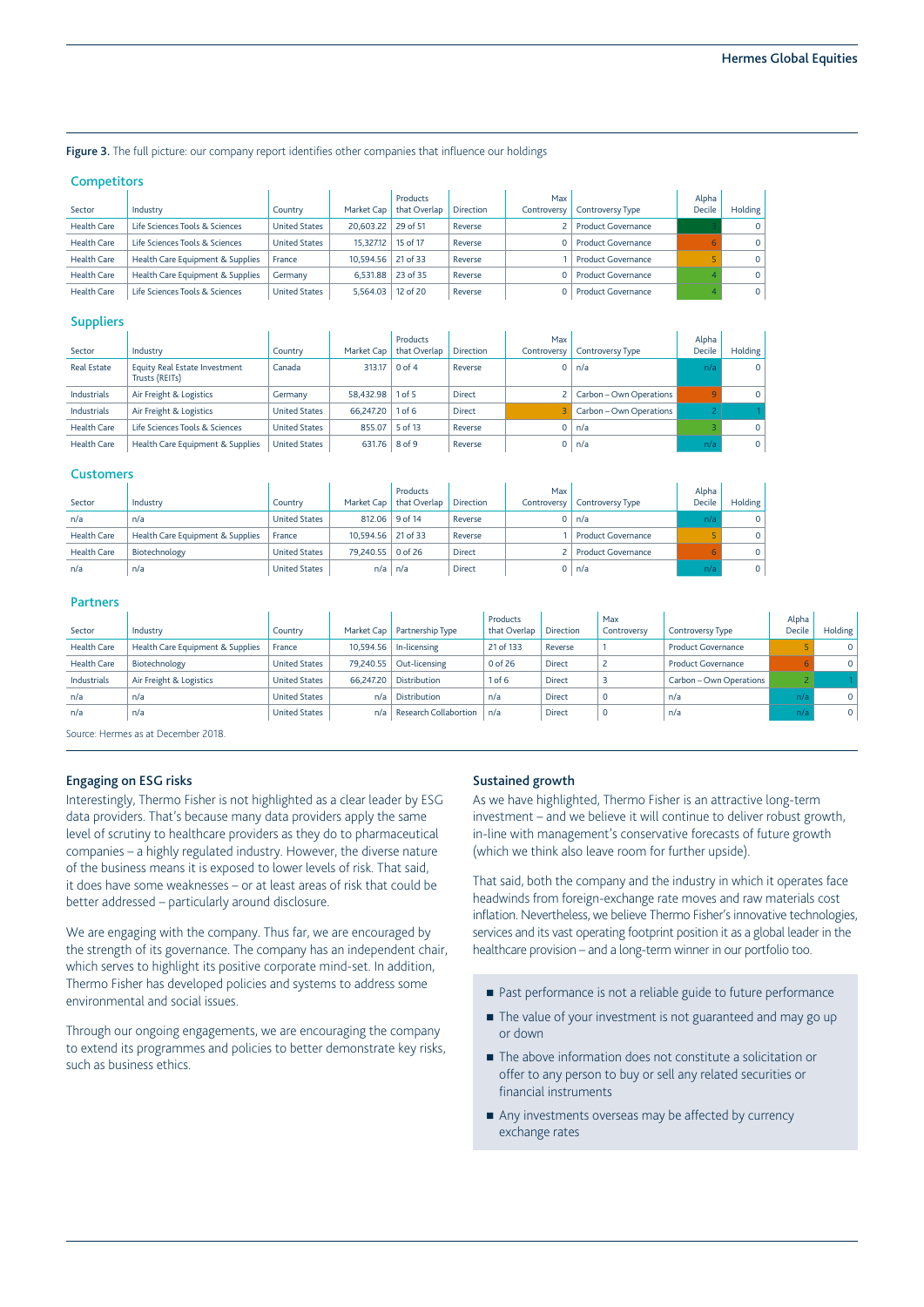**Figure 3.** The full picture: our company report identifies other companies that influence our holdings

### Competitors

| Sector | Industry | Country | Market Cap | Products that Overlap | Direction | Max Controversy | Controversy Type | Alpha Decile | Holding |
|---|---|---|---|---|---|---|---|---|---|
| Health Care | Life Sciences Tools & Sciences | United States | 20,603.22 | 29 of 51 | Reverse | 2 | Product Governance | 3 | 0 |
| Health Care | Life Sciences Tools & Sciences | United States | 15,327.12 | 15 of 17 | Reverse | 0 | Product Governance | 6 | 0 |
| Health Care | Health Care Equipment & Supplies | France | 10,594.56 | 21 of 33 | Reverse | 1 | Product Governance | 5 | 0 |
| Health Care | Health Care Equipment & Supplies | Germany | 6,531.88 | 23 of 35 | Reverse | 0 | Product Governance | 4 | 0 |
| Health Care | Life Sciences Tools & Sciences | United States | 5,564.03 | 12 of 20 | Reverse | 0 | Product Governance | 4 | 0 |

### Suppliers

| Sector | Industry | Country | Market Cap | Products that Overlap | Direction | Max Controversy | Controversy Type | Alpha Decile | Holding |
|---|---|---|---|---|---|---|---|---|---|
| Real Estate | Equity Real Estate Investment Trusts (REITs) | Canada | 313.17 | 0 of 4 | Reverse | 0 | n/a | n/a | 0 |
| Industrials | Air Freight & Logistics | Germany | 58,432.98 | 1 of 5 | Direct | 2 | Carbon – Own Operations | 9 | 0 |
| Industrials | Air Freight & Logistics | United States | 66,247.20 | 1 of 6 | Direct | 3 | Carbon – Own Operations | 2 | 1 |
| Health Care | Life Sciences Tools & Sciences | United States | 855.07 | 5 of 13 | Reverse | 0 | n/a | 3 | 0 |
| Health Care | Health Care Equipment & Supplies | United States | 631.76 | 8 of 9 | Reverse | 0 | n/a | n/a | 0 |

### Customers

| Sector | Industry | Country | Market Cap | Products that Overlap | Direction | Max Controversy | Controversy Type | Alpha Decile | Holding |
|---|---|---|---|---|---|---|---|---|---|
| n/a | n/a | United States | 812.06 | 9 of 14 | Reverse | 0 | n/a | n/a | 0 |
| Health Care | Health Care Equipment & Supplies | France | 10,594.56 | 21 of 33 | Reverse | 1 | Product Governance | 5 | 0 |
| Health Care | Biotechnology | United States | 79,240.55 | 0 of 26 | Direct | 2 | Product Governance | 6 | 0 |
| n/a | n/a | United States | n/a | n/a | Direct | 0 | n/a | n/a | 0 |

### Partners

| Sector | Industry | Country | Market Cap | Partnership Type | Products that Overlap | Direction | Max Controversy | Controversy Type | Alpha Decile | Holding |
|---|---|---|---|---|---|---|---|---|---|---|
| Health Care | Health Care Equipment & Supplies | France | 10,594.56 | In-licensing | 21 of 133 | Reverse | 1 | Product Governance | 5 | 0 |
| Health Care | Biotechnology | United States | 79,240.55 | Out-licensing | 0 of 26 | Direct | 2 | Product Governance | 6 | 0 |
| Industrials | Air Freight & Logistics | United States | 66,247.20 | Distribution | 1 of 6 | Direct | 3 | Carbon – Own Operations | 2 | 1 |
| n/a | n/a | United States | n/a | Distribution | n/a | Direct | 0 | n/a | n/a | 0 |
| n/a | n/a | United States | n/a | Research Collabortion | n/a | Direct | 0 | n/a | n/a | 0 |

Source: Hermes as at December 2018.

## Engaging on ESG risks

Interestingly, Thermo Fisher is not highlighted as a clear leader by ESG data providers. That's because many data providers apply the same level of scrutiny to healthcare providers as they do to pharmaceutical companies – a highly regulated industry. However, the diverse nature of the business means it is exposed to lower levels of risk. That said, it does have some weaknesses – or at least areas of risk that could be better addressed – particularly around disclosure.

We are engaging with the company. Thus far, we are encouraged by the strength of its governance. The company has an independent chair, which serves to highlight its positive corporate mind-set. In addition, Thermo Fisher has developed policies and systems to address some environmental and social issues.

Through our ongoing engagements, we are encouraging the company to extend its programmes and policies to better demonstrate key risks, such as business ethics.

## Sustained growth

As we have highlighted, Thermo Fisher is an attractive long-term investment – and we believe it will continue to deliver robust growth, in-line with management's conservative forecasts of future growth (which we think also leave room for further upside).

That said, both the company and the industry in which it operates face headwinds from foreign-exchange rate moves and raw materials cost inflation. Nevertheless, we believe Thermo Fisher's innovative technologies, services and its vast operating footprint position it as a global leader in the healthcare provision – and a long-term winner in our portfolio too.

- Past performance is not a reliable guide to future performance
- The value of your investment is not guaranteed and may go up or down
- The above information does not constitute a solicitation or offer to any person to buy or sell any related securities or financial instruments
- Any investments overseas may be affected by currency exchange rates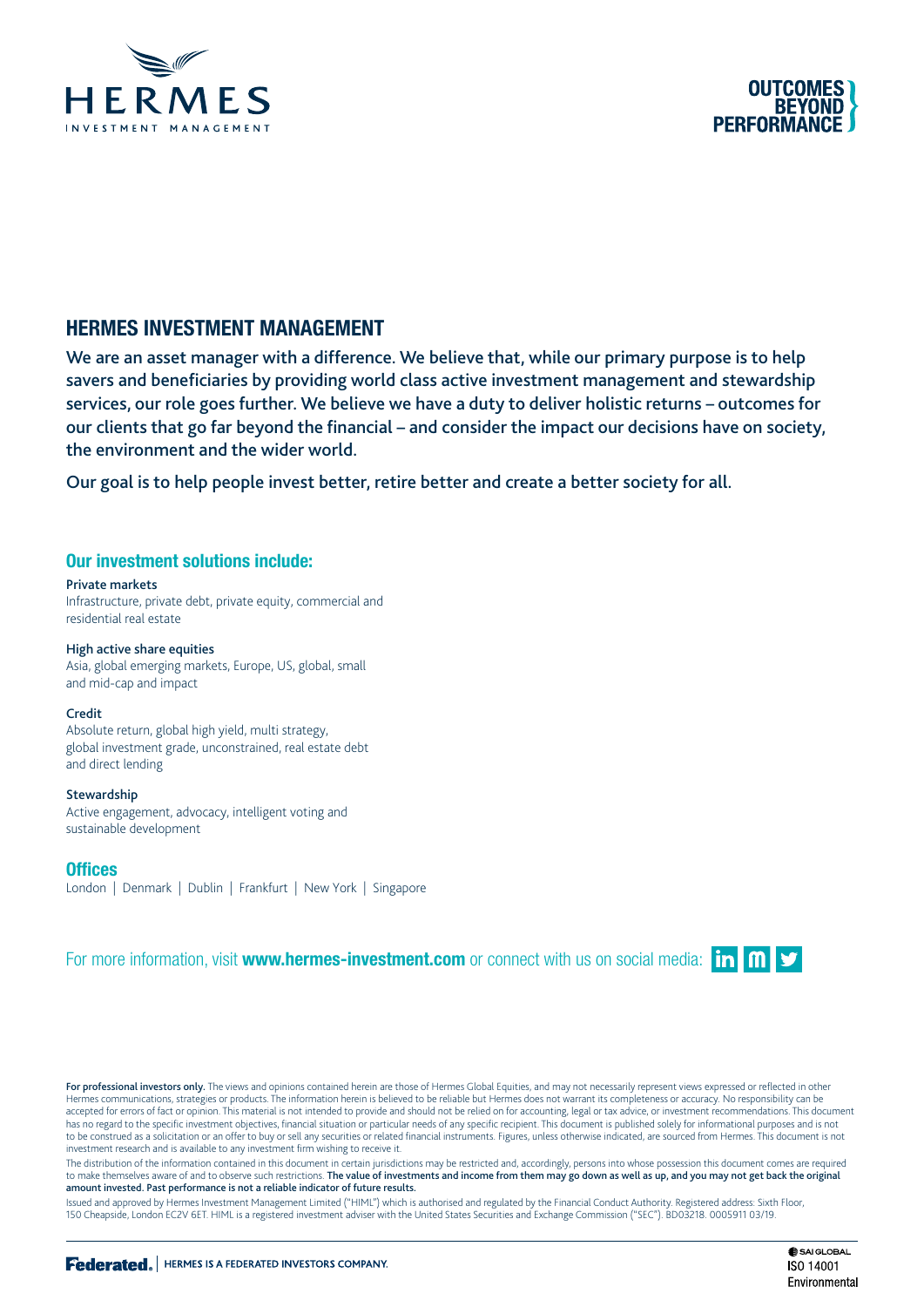HERMES
INVESTMENT MANAGEMENT

OUTCOMES BEYOND PERFORMANCE

## HERMES INVESTMENT MANAGEMENT

We are an asset manager with a difference. We believe that, while our primary purpose is to help savers and beneficiaries by providing world class active investment management and stewardship services, our role goes further. We believe we have a duty to deliver holistic returns – outcomes for our clients that go far beyond the financial – and consider the impact our decisions have on society, the environment and the wider world.

Our goal is to help people invest better, retire better and create a better society for all.

### Our investment solutions include:

**Private markets**
Infrastructure, private debt, private equity, commercial and residential real estate

**High active share equities**
Asia, global emerging markets, Europe, US, global, small and mid-cap and impact

**Credit**
Absolute return, global high yield, multi strategy, global investment grade, unconstrained, real estate debt and direct lending

**Stewardship**
Active engagement, advocacy, intelligent voting and sustainable development

### Offices

London | Denmark | Dublin | Frankfurt | New York | Singapore

For more information, visit **www.hermes-investment.com** or connect with us on social media:

**For professional investors only.** The views and opinions contained herein are those of Hermes Global Equities, and may not necessarily represent views expressed or reflected in other Hermes communications, strategies or products. The information herein is believed to be reliable but Hermes does not warrant its completeness or accuracy. No responsibility can be accepted for errors of fact or opinion. This material is not intended to provide and should not be relied on for accounting, legal or tax advice, or investment recommendations. This document has no regard to the specific investment objectives, financial situation or particular needs of any specific recipient. This document is published solely for informational purposes and is not to be construed as a solicitation or an offer to buy or sell any securities or related financial instruments. Figures, unless otherwise indicated, are sourced from Hermes. This document is not investment research and is available to any investment firm wishing to receive it.

The distribution of the information contained in this document in certain jurisdictions may be restricted and, accordingly, persons into whose possession this document comes are required to make themselves aware of and to observe such restrictions. **The value of investments and income from them may go down as well as up, and you may not get back the original amount invested. Past performance is not a reliable indicator of future results.**

Issued and approved by Hermes Investment Management Limited ("HIML") which is authorised and regulated by the Financial Conduct Authority. Registered address: Sixth Floor, 150 Cheapside, London EC2V 6ET. HIML is a registered investment adviser with the United States Securities and Exchange Commission ("SEC"). BD03218. 0005911 03/19.

Federated. | HERMES IS A FEDERATED INVESTORS COMPANY.

SAI GLOBAL
ISO 14001
Environmental